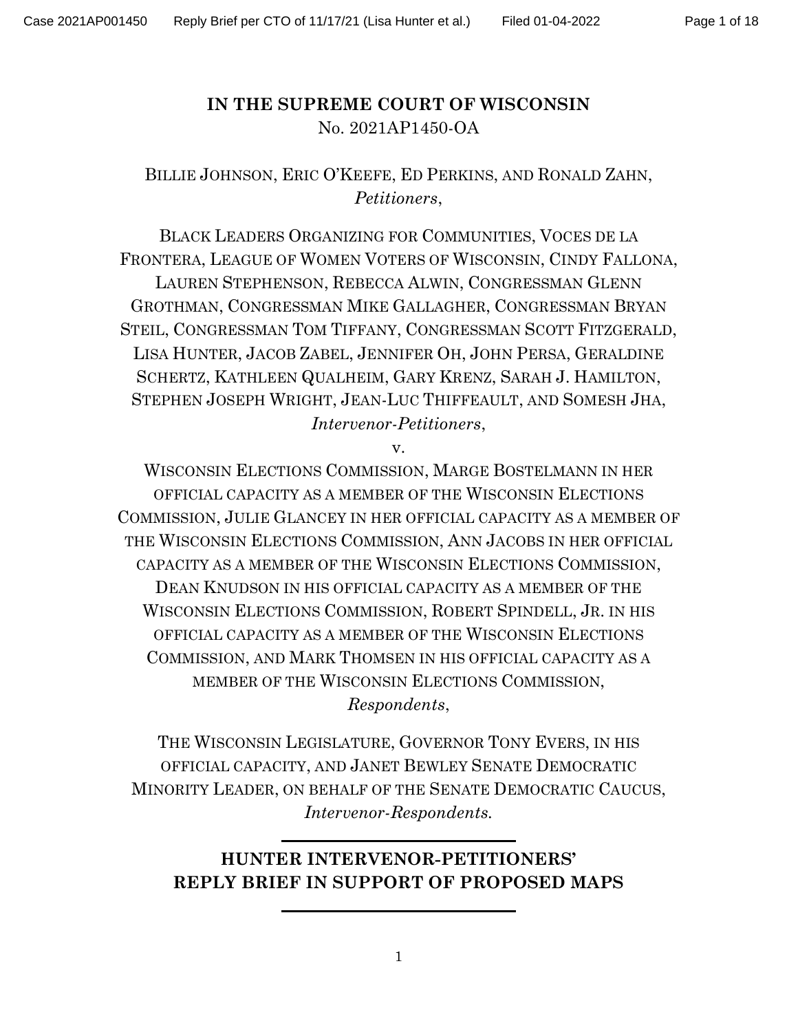**IN THE SUPREME COURT OF WISCONSIN**
No. 2021AP1450-OA

BILLIE JOHNSON, ERIC O'KEEFE, ED PERKINS, AND RONALD ZAHN,
*Petitioners*,

BLACK LEADERS ORGANIZING FOR COMMUNITIES, VOCES DE LA FRONTERA, LEAGUE OF WOMEN VOTERS OF WISCONSIN, CINDY FALLONA, LAUREN STEPHENSON, REBECCA ALWIN, CONGRESSMAN GLENN GROTHMAN, CONGRESSMAN MIKE GALLAGHER, CONGRESSMAN BRYAN STEIL, CONGRESSMAN TOM TIFFANY, CONGRESSMAN SCOTT FITZGERALD, LISA HUNTER, JACOB ZABEL, JENNIFER OH, JOHN PERSA, GERALDINE SCHERTZ, KATHLEEN QUALHEIM, GARY KRENZ, SARAH J. HAMILTON, STEPHEN JOSEPH WRIGHT, JEAN-LUC THIFFEAULT, AND SOMESH JHA,
*Intervenor-Petitioners*,

v.

WISCONSIN ELECTIONS COMMISSION, MARGE BOSTELMANN IN HER OFFICIAL CAPACITY AS A MEMBER OF THE WISCONSIN ELECTIONS COMMISSION, JULIE GLANCEY IN HER OFFICIAL CAPACITY AS A MEMBER OF THE WISCONSIN ELECTIONS COMMISSION, ANN JACOBS IN HER OFFICIAL CAPACITY AS A MEMBER OF THE WISCONSIN ELECTIONS COMMISSION, DEAN KNUDSON IN HIS OFFICIAL CAPACITY AS A MEMBER OF THE WISCONSIN ELECTIONS COMMISSION, ROBERT SPINDELL, JR. IN HIS OFFICIAL CAPACITY AS A MEMBER OF THE WISCONSIN ELECTIONS COMMISSION, AND MARK THOMSEN IN HIS OFFICIAL CAPACITY AS A MEMBER OF THE WISCONSIN ELECTIONS COMMISSION,
*Respondents*,

THE WISCONSIN LEGISLATURE, GOVERNOR TONY EVERS, IN HIS OFFICIAL CAPACITY, AND JANET BEWLEY SENATE DEMOCRATIC MINORITY LEADER, ON BEHALF OF THE SENATE DEMOCRATIC CAUCUS,
*Intervenor-Respondents.*

---

# HUNTER INTERVENOR-PETITIONERS' REPLY BRIEF IN SUPPORT OF PROPOSED MAPS

---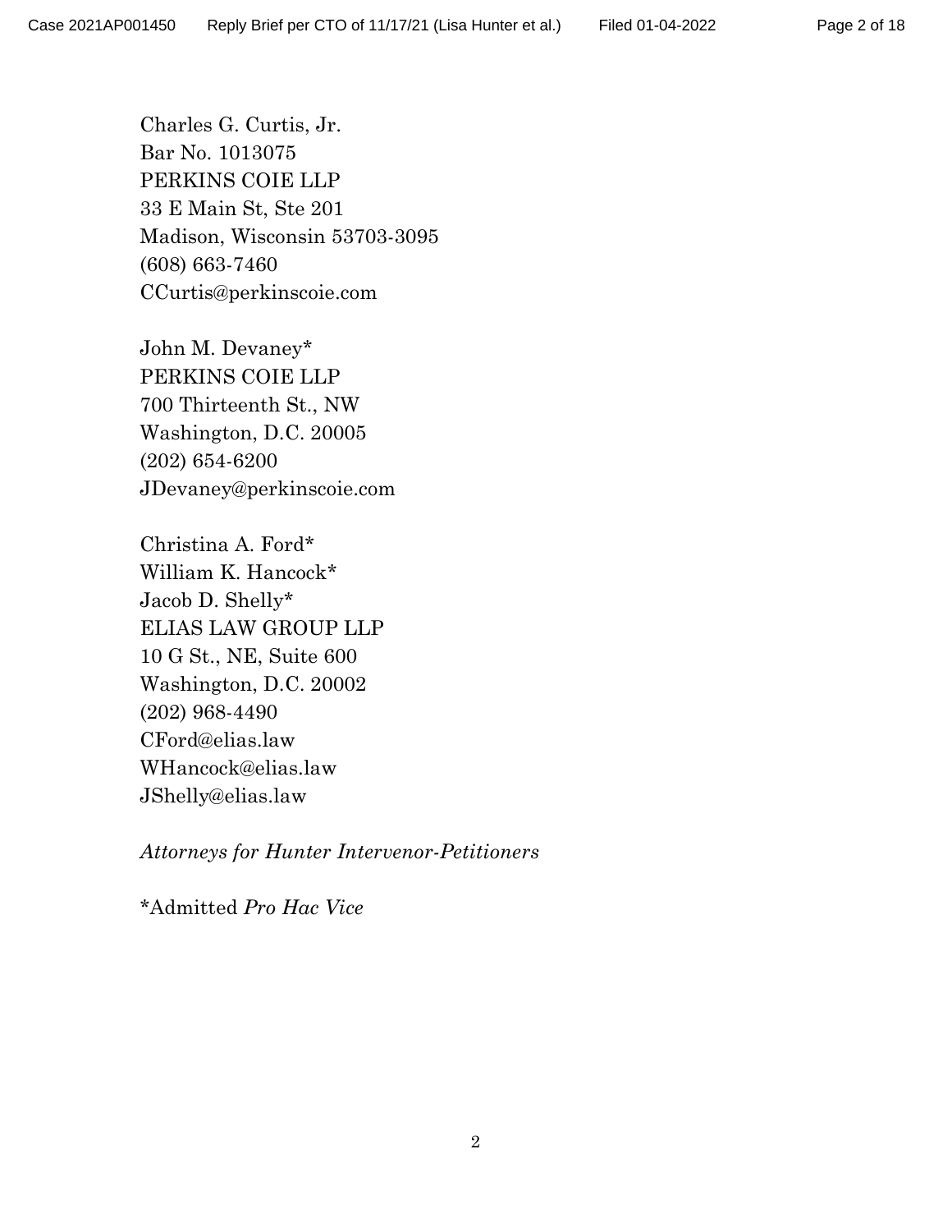Charles G. Curtis, Jr.
Bar No. 1013075
PERKINS COIE LLP
33 E Main St, Ste 201
Madison, Wisconsin 53703-3095
(608) 663-7460
CCurtis@perkinscoie.com

John M. Devaney*
PERKINS COIE LLP
700 Thirteenth St., NW
Washington, D.C. 20005
(202) 654-6200
JDevaney@perkinscoie.com

Christina A. Ford*
William K. Hancock*
Jacob D. Shelly*
ELIAS LAW GROUP LLP
10 G St., NE, Suite 600
Washington, D.C. 20002
(202) 968-4490
CFord@elias.law
WHancock@elias.law
JShelly@elias.law

*Attorneys for Hunter Intervenor-Petitioners*

*Admitted *Pro Hac Vice*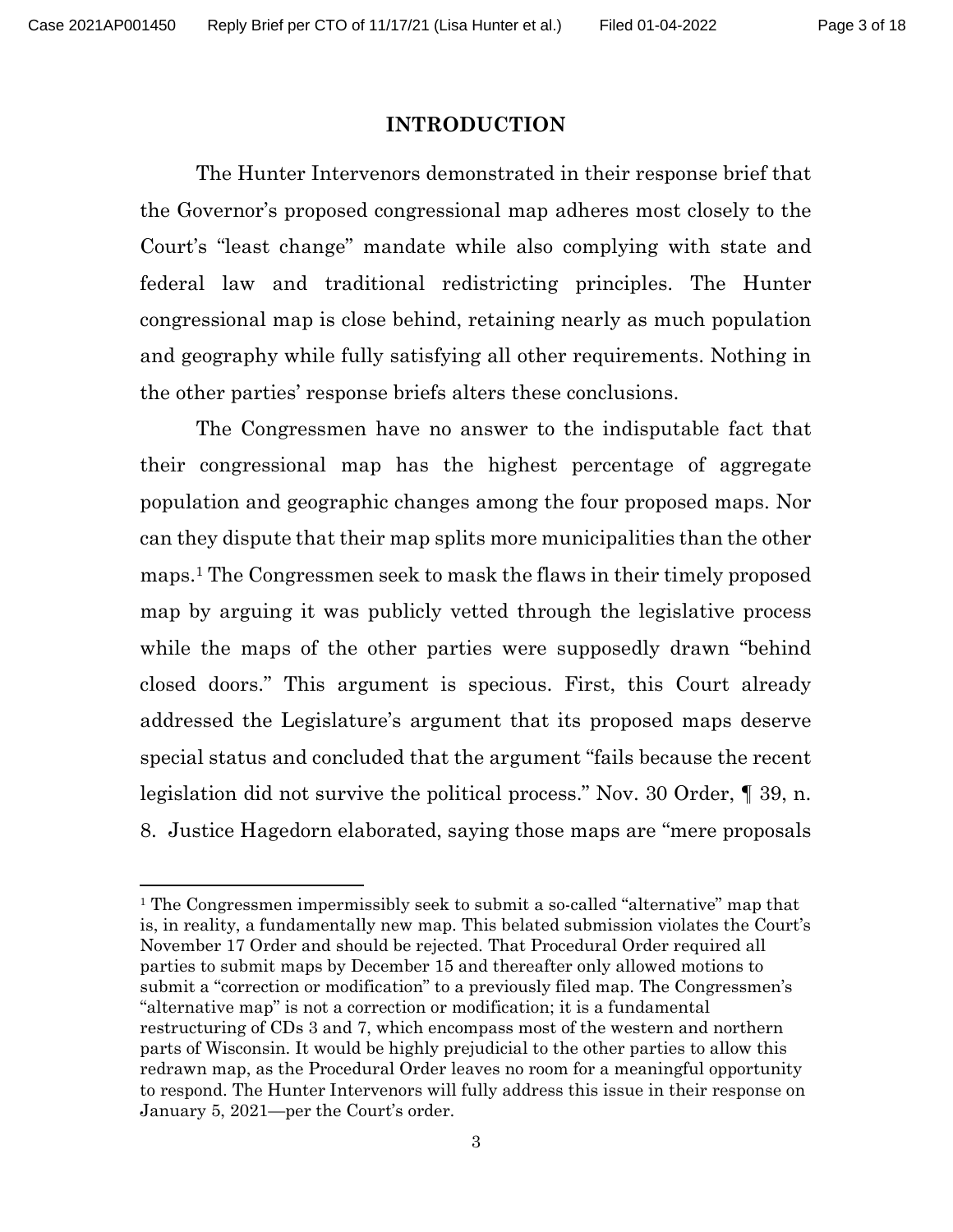## INTRODUCTION

The Hunter Intervenors demonstrated in their response brief that the Governor's proposed congressional map adheres most closely to the Court's "least change" mandate while also complying with state and federal law and traditional redistricting principles. The Hunter congressional map is close behind, retaining nearly as much population and geography while fully satisfying all other requirements. Nothing in the other parties' response briefs alters these conclusions.

The Congressmen have no answer to the indisputable fact that their congressional map has the highest percentage of aggregate population and geographic changes among the four proposed maps. Nor can they dispute that their map splits more municipalities than the other maps.[1] The Congressmen seek to mask the flaws in their timely proposed map by arguing it was publicly vetted through the legislative process while the maps of the other parties were supposedly drawn "behind closed doors." This argument is specious. First, this Court already addressed the Legislature's argument that its proposed maps deserve special status and concluded that the argument "fails because the recent legislation did not survive the political process." Nov. 30 Order, ¶ 39, n. 8. Justice Hagedorn elaborated, saying those maps are "mere proposals

---

[1] The Congressmen impermissibly seek to submit a so-called "alternative" map that is, in reality, a fundamentally new map. This belated submission violates the Court's November 17 Order and should be rejected. That Procedural Order required all parties to submit maps by December 15 and thereafter only allowed motions to submit a "correction or modification" to a previously filed map. The Congressmen's "alternative map" is not a correction or modification; it is a fundamental restructuring of CDs 3 and 7, which encompass most of the western and northern parts of Wisconsin. It would be highly prejudicial to the other parties to allow this redrawn map, as the Procedural Order leaves no room for a meaningful opportunity to respond. The Hunter Intervenors will fully address this issue in their response on January 5, 2021—per the Court's order.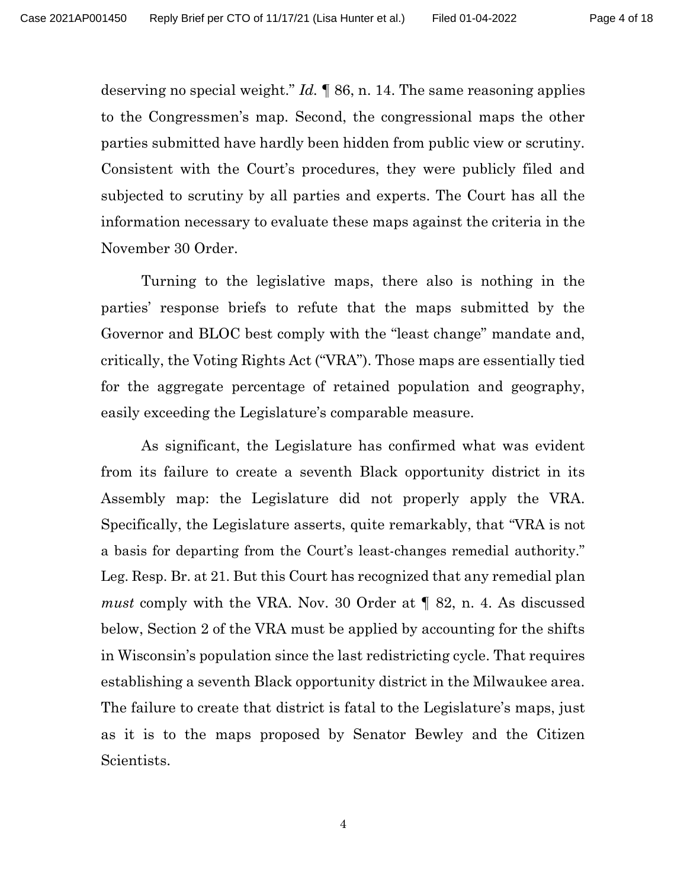deserving no special weight." *Id.* ¶ 86, n. 14. The same reasoning applies to the Congressmen's map. Second, the congressional maps the other parties submitted have hardly been hidden from public view or scrutiny. Consistent with the Court's procedures, they were publicly filed and subjected to scrutiny by all parties and experts. The Court has all the information necessary to evaluate these maps against the criteria in the November 30 Order.

Turning to the legislative maps, there also is nothing in the parties' response briefs to refute that the maps submitted by the Governor and BLOC best comply with the "least change" mandate and, critically, the Voting Rights Act ("VRA"). Those maps are essentially tied for the aggregate percentage of retained population and geography, easily exceeding the Legislature's comparable measure.

As significant, the Legislature has confirmed what was evident from its failure to create a seventh Black opportunity district in its Assembly map: the Legislature did not properly apply the VRA. Specifically, the Legislature asserts, quite remarkably, that "VRA is not a basis for departing from the Court's least-changes remedial authority." Leg. Resp. Br. at 21. But this Court has recognized that any remedial plan *must* comply with the VRA. Nov. 30 Order at ¶ 82, n. 4. As discussed below, Section 2 of the VRA must be applied by accounting for the shifts in Wisconsin's population since the last redistricting cycle. That requires establishing a seventh Black opportunity district in the Milwaukee area. The failure to create that district is fatal to the Legislature's maps, just as it is to the maps proposed by Senator Bewley and the Citizen Scientists.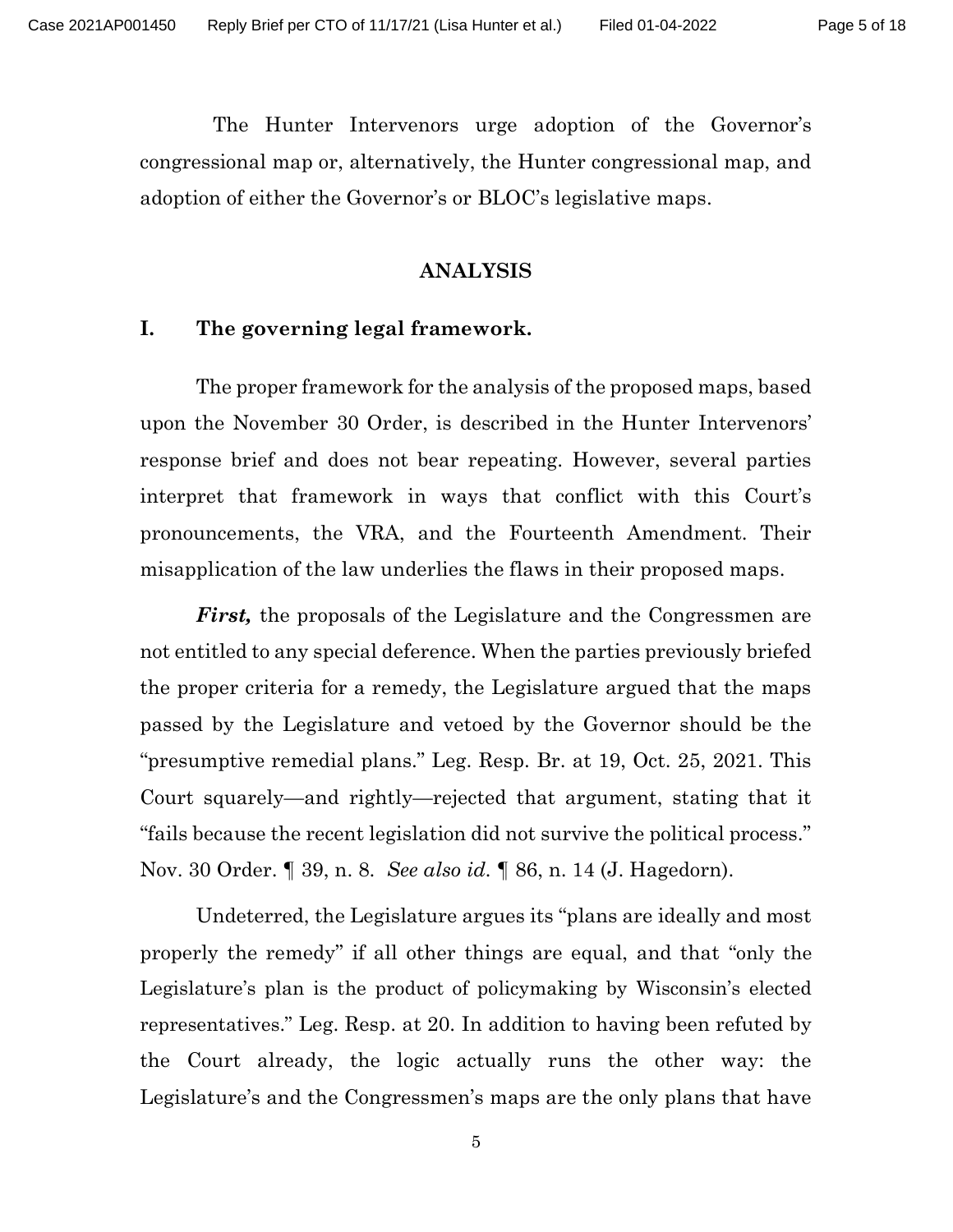The Hunter Intervenors urge adoption of the Governor's congressional map or, alternatively, the Hunter congressional map, and adoption of either the Governor's or BLOC's legislative maps.

## ANALYSIS

### I. The governing legal framework.

The proper framework for the analysis of the proposed maps, based upon the November 30 Order, is described in the Hunter Intervenors' response brief and does not bear repeating. However, several parties interpret that framework in ways that conflict with this Court's pronouncements, the VRA, and the Fourteenth Amendment. Their misapplication of the law underlies the flaws in their proposed maps.

***First,*** the proposals of the Legislature and the Congressmen are not entitled to any special deference. When the parties previously briefed the proper criteria for a remedy, the Legislature argued that the maps passed by the Legislature and vetoed by the Governor should be the "presumptive remedial plans." Leg. Resp. Br. at 19, Oct. 25, 2021. This Court squarely—and rightly—rejected that argument, stating that it "fails because the recent legislation did not survive the political process." Nov. 30 Order. ¶ 39, n. 8. *See also id.* ¶ 86, n. 14 (J. Hagedorn).

Undeterred, the Legislature argues its "plans are ideally and most properly the remedy" if all other things are equal, and that "only the Legislature's plan is the product of policymaking by Wisconsin's elected representatives." Leg. Resp. at 20. In addition to having been refuted by the Court already, the logic actually runs the other way: the Legislature's and the Congressmen's maps are the only plans that have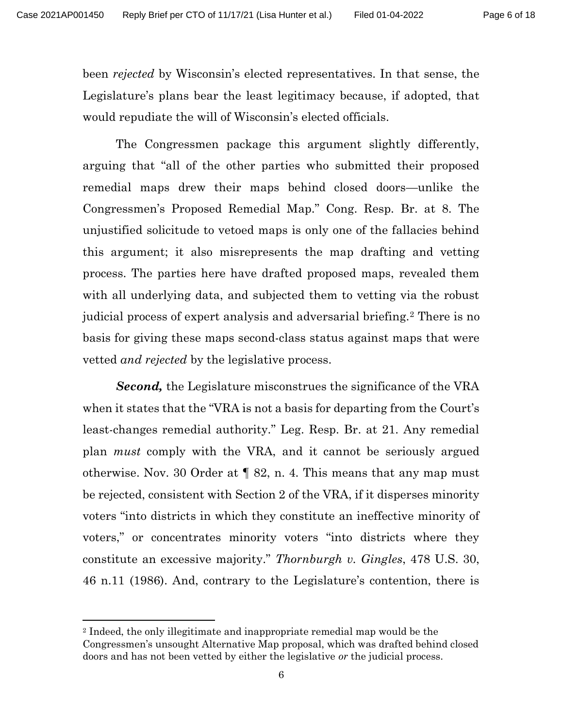been *rejected* by Wisconsin's elected representatives. In that sense, the Legislature's plans bear the least legitimacy because, if adopted, that would repudiate the will of Wisconsin's elected officials.

The Congressmen package this argument slightly differently, arguing that "all of the other parties who submitted their proposed remedial maps drew their maps behind closed doors—unlike the Congressmen's Proposed Remedial Map." Cong. Resp. Br. at 8. The unjustified solicitude to vetoed maps is only one of the fallacies behind this argument; it also misrepresents the map drafting and vetting process. The parties here have drafted proposed maps, revealed them with all underlying data, and subjected them to vetting via the robust judicial process of expert analysis and adversarial briefing.[2] There is no basis for giving these maps second-class status against maps that were vetted *and rejected* by the legislative process.

***Second,*** the Legislature misconstrues the significance of the VRA when it states that the "VRA is not a basis for departing from the Court's least-changes remedial authority." Leg. Resp. Br. at 21. Any remedial plan *must* comply with the VRA, and it cannot be seriously argued otherwise. Nov. 30 Order at ¶ 82, n. 4. This means that any map must be rejected, consistent with Section 2 of the VRA, if it disperses minority voters "into districts in which they constitute an ineffective minority of voters," or concentrates minority voters "into districts where they constitute an excessive majority." *Thornburgh v. Gingles*, 478 U.S. 30, 46 n.11 (1986). And, contrary to the Legislature's contention, there is

[2] Indeed, the only illegitimate and inappropriate remedial map would be the Congressmen's unsought Alternative Map proposal, which was drafted behind closed doors and has not been vetted by either the legislative *or* the judicial process.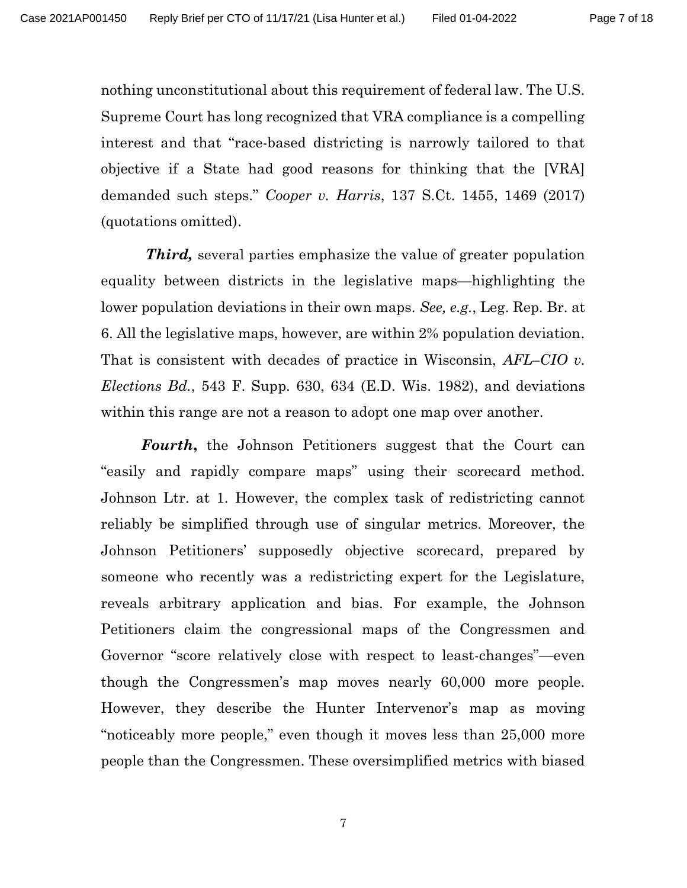nothing unconstitutional about this requirement of federal law. The U.S. Supreme Court has long recognized that VRA compliance is a compelling interest and that "race-based districting is narrowly tailored to that objective if a State had good reasons for thinking that the [VRA] demanded such steps." *Cooper v. Harris*, 137 S.Ct. 1455, 1469 (2017) (quotations omitted).

***Third,*** several parties emphasize the value of greater population equality between districts in the legislative maps—highlighting the lower population deviations in their own maps. *See, e.g.*, Leg. Rep. Br. at 6. All the legislative maps, however, are within 2% population deviation. That is consistent with decades of practice in Wisconsin, *AFL–CIO v. Elections Bd.*, 543 F. Supp. 630, 634 (E.D. Wis. 1982), and deviations within this range are not a reason to adopt one map over another.

***Fourth*****,** the Johnson Petitioners suggest that the Court can "easily and rapidly compare maps" using their scorecard method. Johnson Ltr. at 1. However, the complex task of redistricting cannot reliably be simplified through use of singular metrics. Moreover, the Johnson Petitioners' supposedly objective scorecard, prepared by someone who recently was a redistricting expert for the Legislature, reveals arbitrary application and bias. For example, the Johnson Petitioners claim the congressional maps of the Congressmen and Governor "score relatively close with respect to least-changes"—even though the Congressmen's map moves nearly 60,000 more people. However, they describe the Hunter Intervenor's map as moving "noticeably more people," even though it moves less than 25,000 more people than the Congressmen. These oversimplified metrics with biased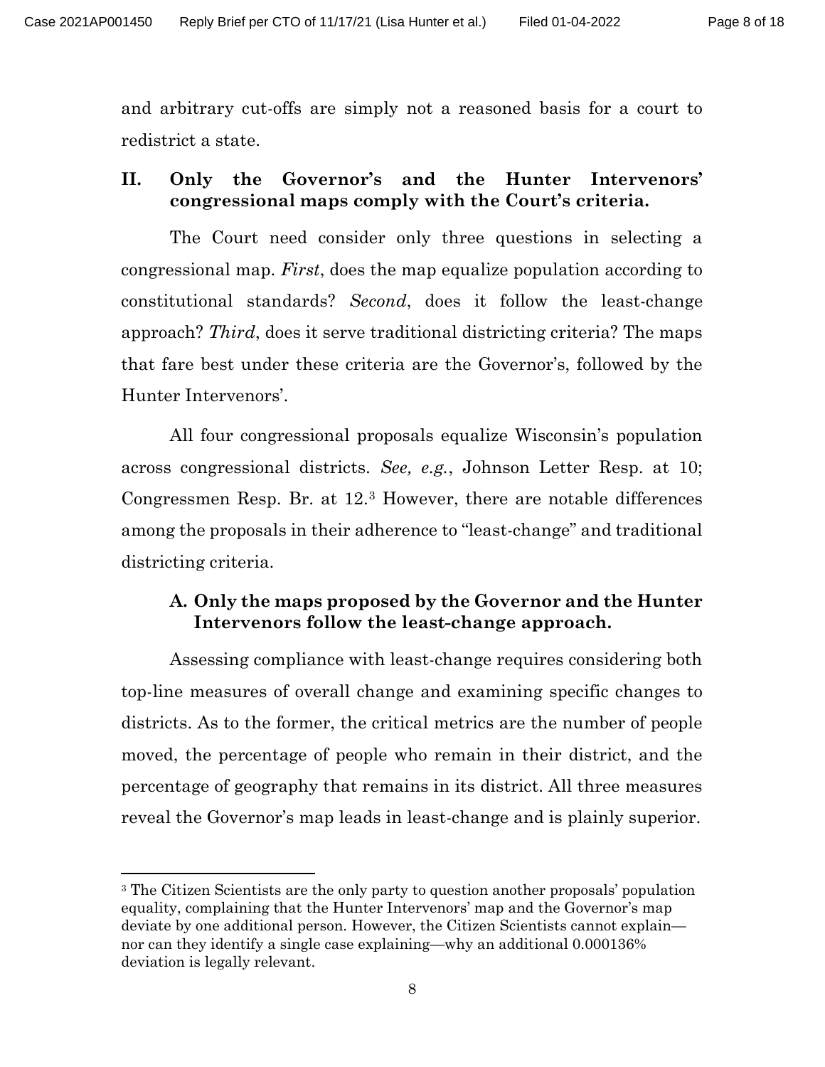and arbitrary cut-offs are simply not a reasoned basis for a court to redistrict a state.

## II. Only the Governor's and the Hunter Intervenors' congressional maps comply with the Court's criteria.

The Court need consider only three questions in selecting a congressional map. *First*, does the map equalize population according to constitutional standards? *Second*, does it follow the least-change approach? *Third*, does it serve traditional districting criteria? The maps that fare best under these criteria are the Governor's, followed by the Hunter Intervenors'.

All four congressional proposals equalize Wisconsin's population across congressional districts. *See, e.g.*, Johnson Letter Resp. at 10; Congressmen Resp. Br. at 12.[3] However, there are notable differences among the proposals in their adherence to "least-change" and traditional districting criteria.

### A. Only the maps proposed by the Governor and the Hunter Intervenors follow the least-change approach.

Assessing compliance with least-change requires considering both top-line measures of overall change and examining specific changes to districts. As to the former, the critical metrics are the number of people moved, the percentage of people who remain in their district, and the percentage of geography that remains in its district. All three measures reveal the Governor's map leads in least-change and is plainly superior.

[3] The Citizen Scientists are the only party to question another proposals' population equality, complaining that the Hunter Intervenors' map and the Governor's map deviate by one additional person. However, the Citizen Scientists cannot explain—nor can they identify a single case explaining—why an additional 0.000136% deviation is legally relevant.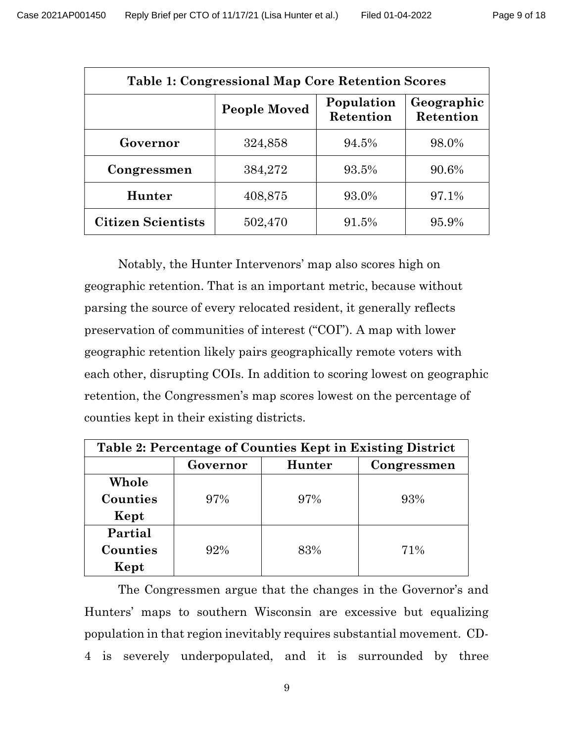| Table 1: Congressional Map Core Retention Scores | | | |
|---|---|---|---|
| | **People Moved** | **Population Retention** | **Geographic Retention** |
| **Governor** | 324,858 | 94.5% | 98.0% |
| **Congressmen** | 384,272 | 93.5% | 90.6% |
| **Hunter** | 408,875 | 93.0% | 97.1% |
| **Citizen Scientists** | 502,470 | 91.5% | 95.9% |

Notably, the Hunter Intervenors' map also scores high on geographic retention. That is an important metric, because without parsing the source of every relocated resident, it generally reflects preservation of communities of interest ("COI"). A map with lower geographic retention likely pairs geographically remote voters with each other, disrupting COIs. In addition to scoring lowest on geographic retention, the Congressmen's map scores lowest on the percentage of counties kept in their existing districts.

| Table 2: Percentage of Counties Kept in Existing District | | | |
|---|---|---|---|
| | **Governor** | **Hunter** | **Congressmen** |
| **Whole Counties Kept** | 97% | 97% | 93% |
| **Partial Counties Kept** | 92% | 83% | 71% |

The Congressmen argue that the changes in the Governor's and Hunters' maps to southern Wisconsin are excessive but equalizing population in that region inevitably requires substantial movement. CD-4 is severely underpopulated, and it is surrounded by three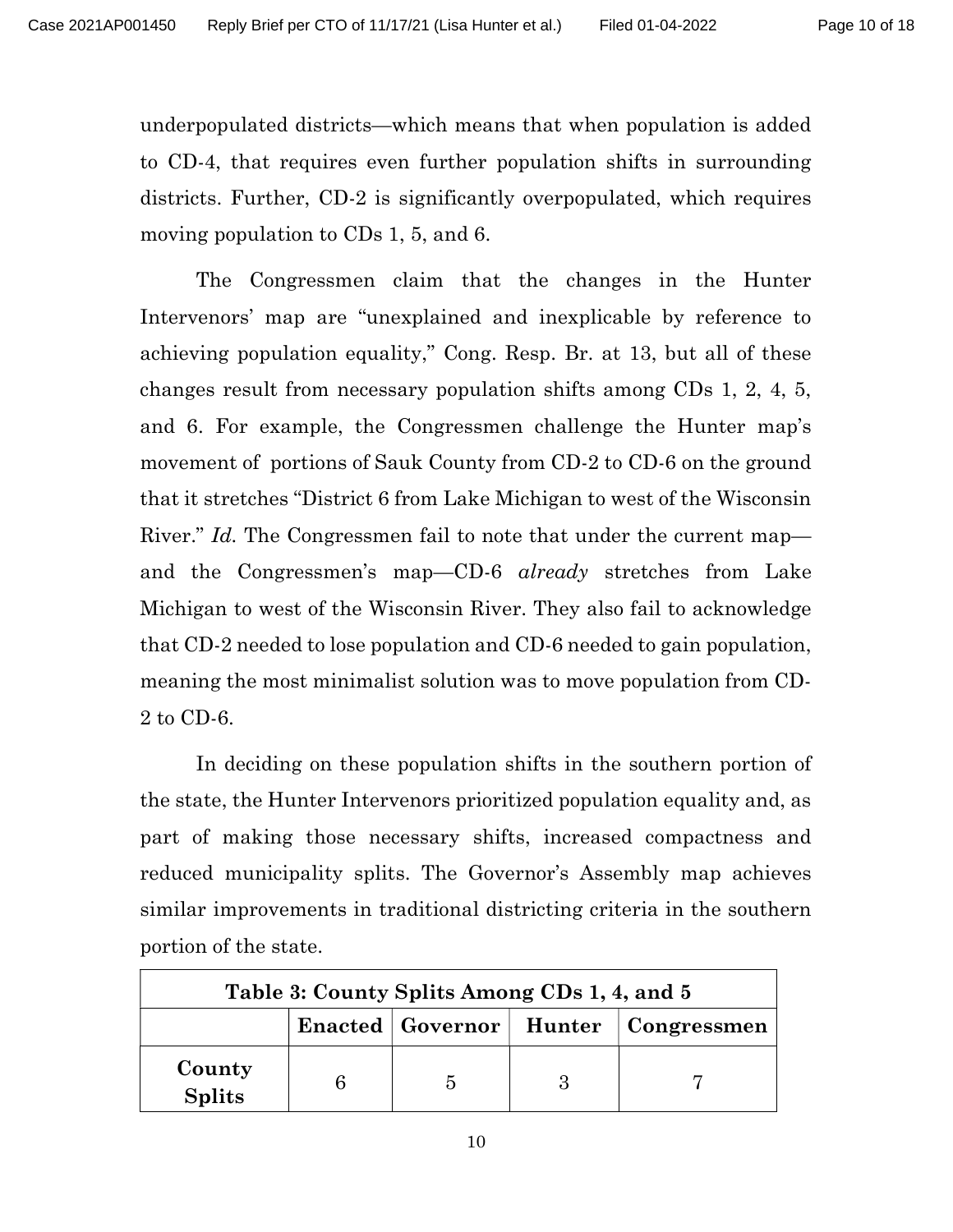underpopulated districts—which means that when population is added to CD-4, that requires even further population shifts in surrounding districts. Further, CD-2 is significantly overpopulated, which requires moving population to CDs 1, 5, and 6.

The Congressmen claim that the changes in the Hunter Intervenors' map are "unexplained and inexplicable by reference to achieving population equality," Cong. Resp. Br. at 13, but all of these changes result from necessary population shifts among CDs 1, 2, 4, 5, and 6. For example, the Congressmen challenge the Hunter map's movement of portions of Sauk County from CD-2 to CD-6 on the ground that it stretches "District 6 from Lake Michigan to west of the Wisconsin River." *Id.* The Congressmen fail to note that under the current map—and the Congressmen's map—CD-6 *already* stretches from Lake Michigan to west of the Wisconsin River. They also fail to acknowledge that CD-2 needed to lose population and CD-6 needed to gain population, meaning the most minimalist solution was to move population from CD-2 to CD-6.

In deciding on these population shifts in the southern portion of the state, the Hunter Intervenors prioritized population equality and, as part of making those necessary shifts, increased compactness and reduced municipality splits. The Governor's Assembly map achieves similar improvements in traditional districting criteria in the southern portion of the state.

| **Table 3: County Splits Among CDs 1, 4, and 5** | | | | |
|---|---|---|---|---|
| | **Enacted** | **Governor** | **Hunter** | **Congressmen** |
| **County Splits** | 6 | 5 | 3 | 7 |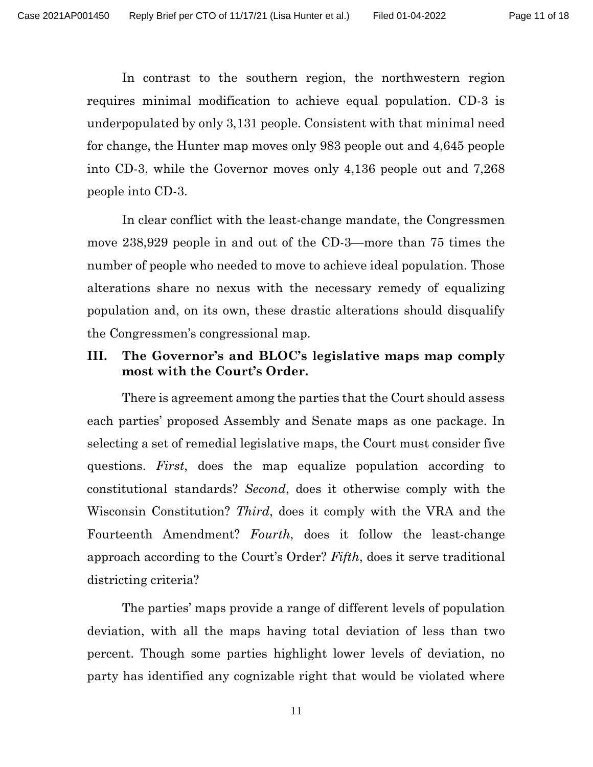In contrast to the southern region, the northwestern region requires minimal modification to achieve equal population. CD-3 is underpopulated by only 3,131 people. Consistent with that minimal need for change, the Hunter map moves only 983 people out and 4,645 people into CD-3, while the Governor moves only 4,136 people out and 7,268 people into CD-3.

In clear conflict with the least-change mandate, the Congressmen move 238,929 people in and out of the CD-3—more than 75 times the number of people who needed to move to achieve ideal population. Those alterations share no nexus with the necessary remedy of equalizing population and, on its own, these drastic alterations should disqualify the Congressmen's congressional map.

## III. The Governor's and BLOC's legislative maps map comply most with the Court's Order.

There is agreement among the parties that the Court should assess each parties' proposed Assembly and Senate maps as one package. In selecting a set of remedial legislative maps, the Court must consider five questions. *First*, does the map equalize population according to constitutional standards? *Second*, does it otherwise comply with the Wisconsin Constitution? *Third*, does it comply with the VRA and the Fourteenth Amendment? *Fourth*, does it follow the least-change approach according to the Court's Order? *Fifth*, does it serve traditional districting criteria?

The parties' maps provide a range of different levels of population deviation, with all the maps having total deviation of less than two percent. Though some parties highlight lower levels of deviation, no party has identified any cognizable right that would be violated where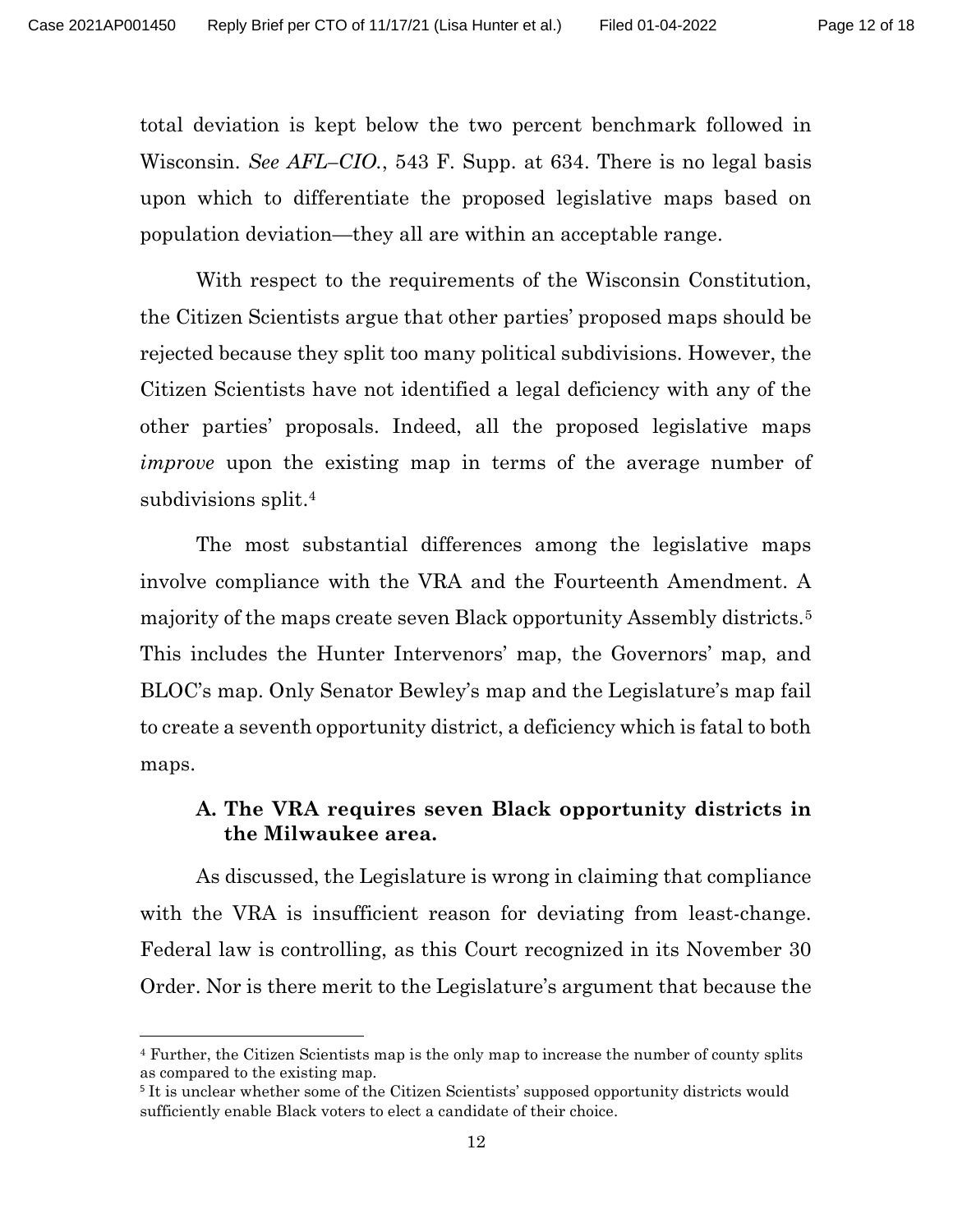total deviation is kept below the two percent benchmark followed in Wisconsin. *See AFL–CIO.*, 543 F. Supp. at 634. There is no legal basis upon which to differentiate the proposed legislative maps based on population deviation—they all are within an acceptable range.

With respect to the requirements of the Wisconsin Constitution, the Citizen Scientists argue that other parties' proposed maps should be rejected because they split too many political subdivisions. However, the Citizen Scientists have not identified a legal deficiency with any of the other parties' proposals. Indeed, all the proposed legislative maps *improve* upon the existing map in terms of the average number of subdivisions split.[4]

The most substantial differences among the legislative maps involve compliance with the VRA and the Fourteenth Amendment. A majority of the maps create seven Black opportunity Assembly districts.[5] This includes the Hunter Intervenors' map, the Governors' map, and BLOC's map. Only Senator Bewley's map and the Legislature's map fail to create a seventh opportunity district, a deficiency which is fatal to both maps.

### A. The VRA requires seven Black opportunity districts in the Milwaukee area.

As discussed, the Legislature is wrong in claiming that compliance with the VRA is insufficient reason for deviating from least-change. Federal law is controlling, as this Court recognized in its November 30 Order. Nor is there merit to the Legislature's argument that because the

---

[4] Further, the Citizen Scientists map is the only map to increase the number of county splits as compared to the existing map.

[5] It is unclear whether some of the Citizen Scientists' supposed opportunity districts would sufficiently enable Black voters to elect a candidate of their choice.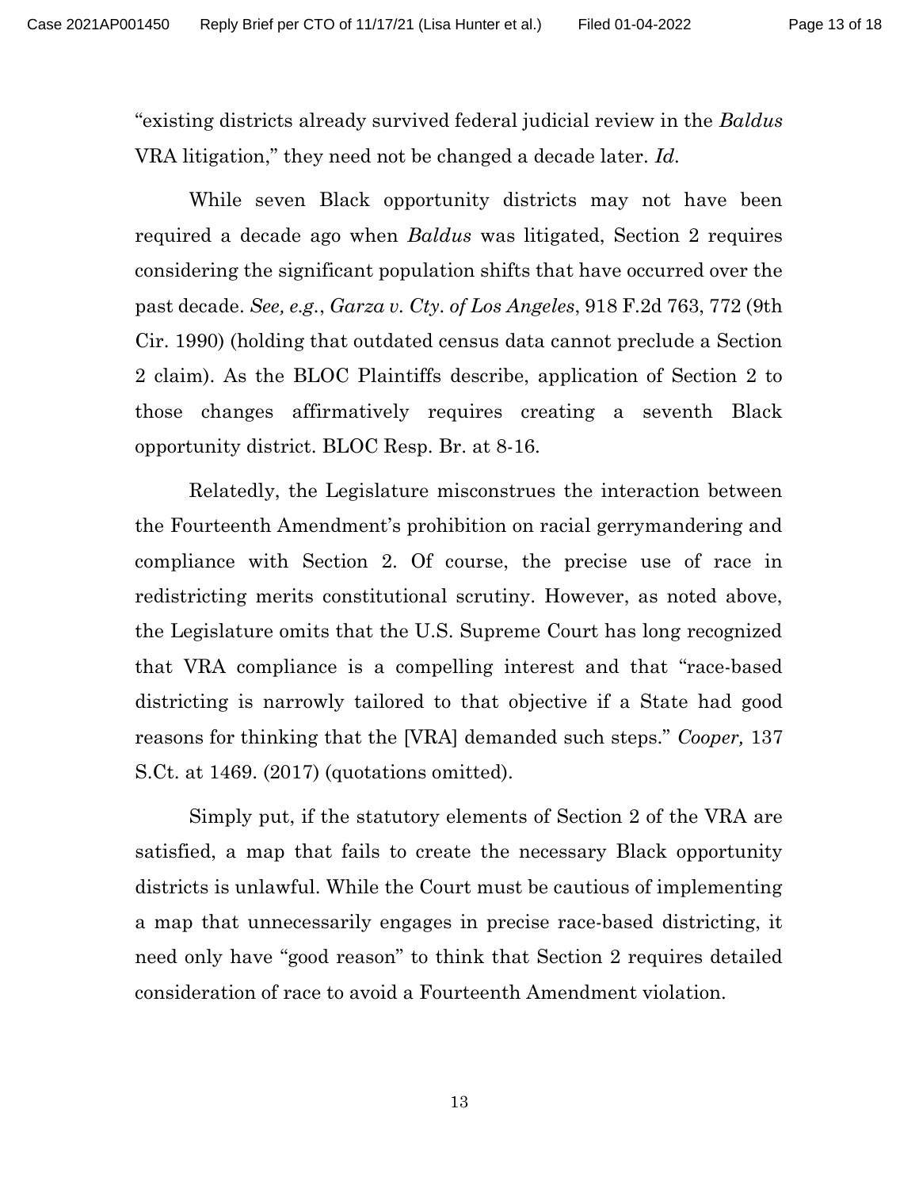"existing districts already survived federal judicial review in the *Baldus* VRA litigation," they need not be changed a decade later. *Id.*

While seven Black opportunity districts may not have been required a decade ago when *Baldus* was litigated, Section 2 requires considering the significant population shifts that have occurred over the past decade. *See, e.g.*, *Garza v. Cty. of Los Angeles*, 918 F.2d 763, 772 (9th Cir. 1990) (holding that outdated census data cannot preclude a Section 2 claim). As the BLOC Plaintiffs describe, application of Section 2 to those changes affirmatively requires creating a seventh Black opportunity district. BLOC Resp. Br. at 8-16.

Relatedly, the Legislature misconstrues the interaction between the Fourteenth Amendment's prohibition on racial gerrymandering and compliance with Section 2. Of course, the precise use of race in redistricting merits constitutional scrutiny. However, as noted above, the Legislature omits that the U.S. Supreme Court has long recognized that VRA compliance is a compelling interest and that "race-based districting is narrowly tailored to that objective if a State had good reasons for thinking that the [VRA] demanded such steps." *Cooper,* 137 S.Ct. at 1469. (2017) (quotations omitted).

Simply put, if the statutory elements of Section 2 of the VRA are satisfied, a map that fails to create the necessary Black opportunity districts is unlawful. While the Court must be cautious of implementing a map that unnecessarily engages in precise race-based districting, it need only have "good reason" to think that Section 2 requires detailed consideration of race to avoid a Fourteenth Amendment violation.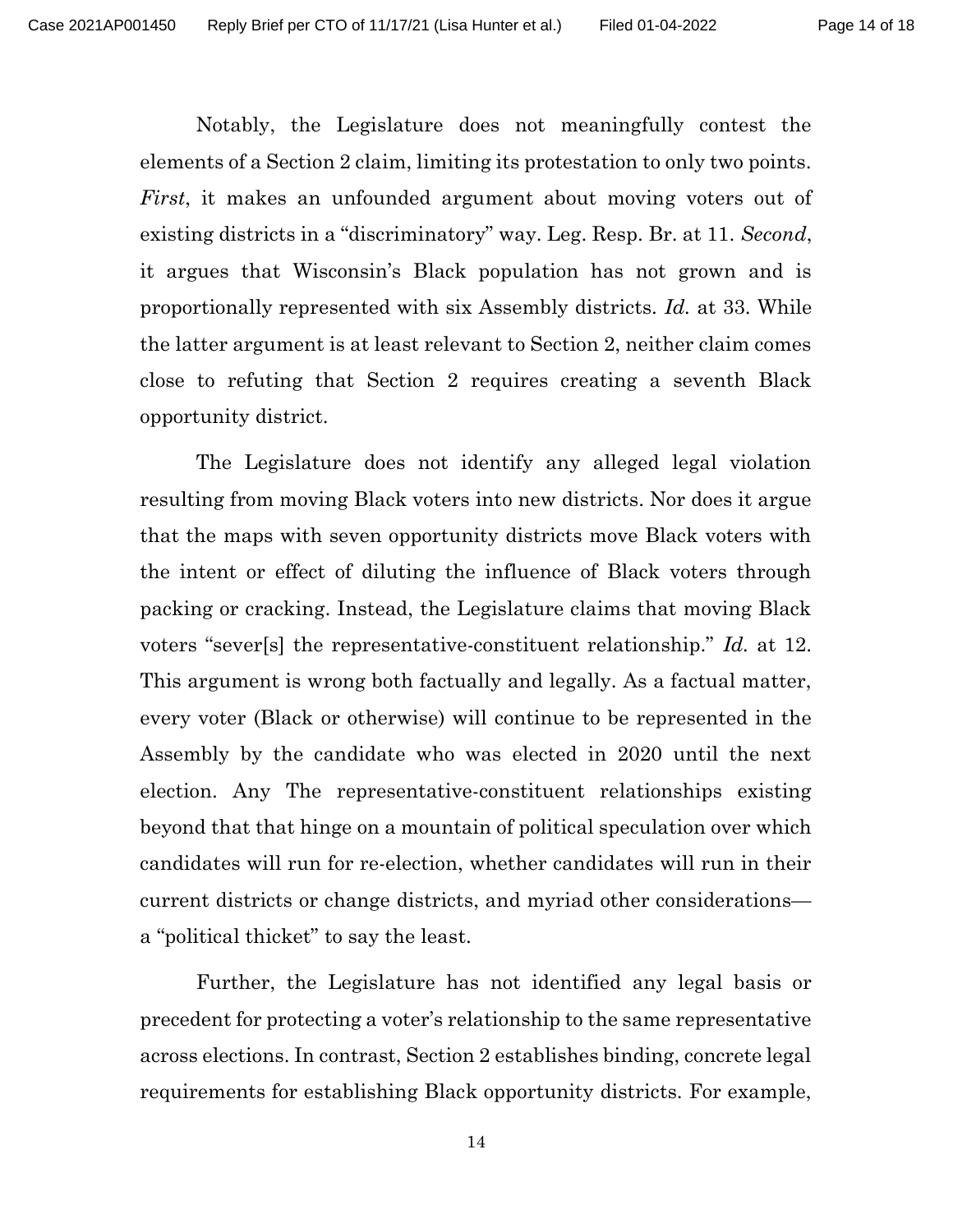Notably, the Legislature does not meaningfully contest the elements of a Section 2 claim, limiting its protestation to only two points. *First*, it makes an unfounded argument about moving voters out of existing districts in a "discriminatory" way. Leg. Resp. Br. at 11. *Second*, it argues that Wisconsin's Black population has not grown and is proportionally represented with six Assembly districts. *Id.* at 33. While the latter argument is at least relevant to Section 2, neither claim comes close to refuting that Section 2 requires creating a seventh Black opportunity district.

The Legislature does not identify any alleged legal violation resulting from moving Black voters into new districts. Nor does it argue that the maps with seven opportunity districts move Black voters with the intent or effect of diluting the influence of Black voters through packing or cracking. Instead, the Legislature claims that moving Black voters "sever[s] the representative-constituent relationship." *Id.* at 12. This argument is wrong both factually and legally. As a factual matter, every voter (Black or otherwise) will continue to be represented in the Assembly by the candidate who was elected in 2020 until the next election. Any The representative-constituent relationships existing beyond that that hinge on a mountain of political speculation over which candidates will run for re-election, whether candidates will run in their current districts or change districts, and myriad other considerations— a "political thicket" to say the least.

Further, the Legislature has not identified any legal basis or precedent for protecting a voter's relationship to the same representative across elections. In contrast, Section 2 establishes binding, concrete legal requirements for establishing Black opportunity districts. For example,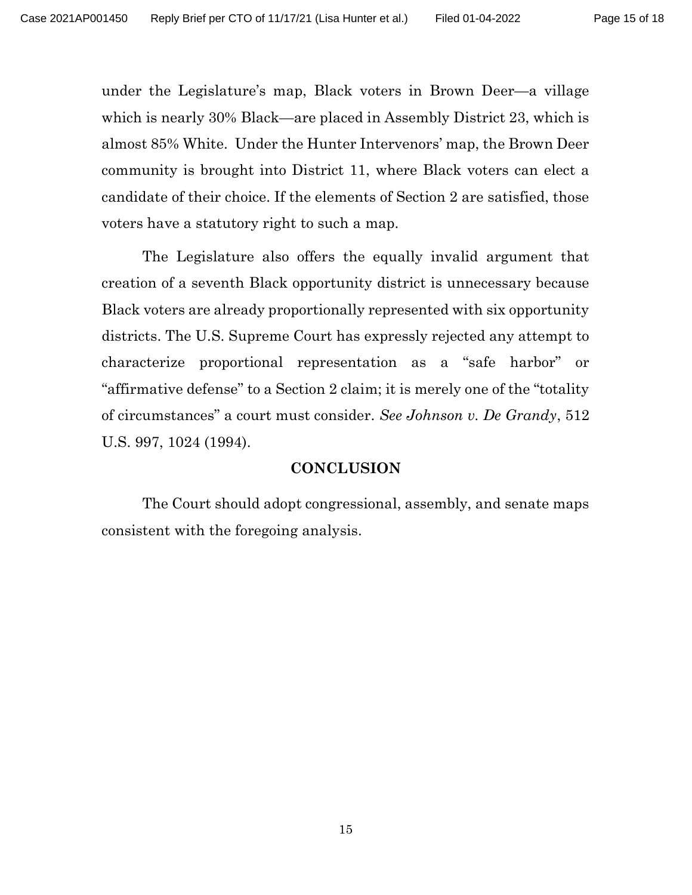under the Legislature's map, Black voters in Brown Deer—a village which is nearly 30% Black—are placed in Assembly District 23, which is almost 85% White. Under the Hunter Intervenors' map, the Brown Deer community is brought into District 11, where Black voters can elect a candidate of their choice. If the elements of Section 2 are satisfied, those voters have a statutory right to such a map.

The Legislature also offers the equally invalid argument that creation of a seventh Black opportunity district is unnecessary because Black voters are already proportionally represented with six opportunity districts. The U.S. Supreme Court has expressly rejected any attempt to characterize proportional representation as a "safe harbor" or "affirmative defense" to a Section 2 claim; it is merely one of the "totality of circumstances" a court must consider. *See Johnson v. De Grandy*, 512 U.S. 997, 1024 (1994).

## CONCLUSION

The Court should adopt congressional, assembly, and senate maps consistent with the foregoing analysis.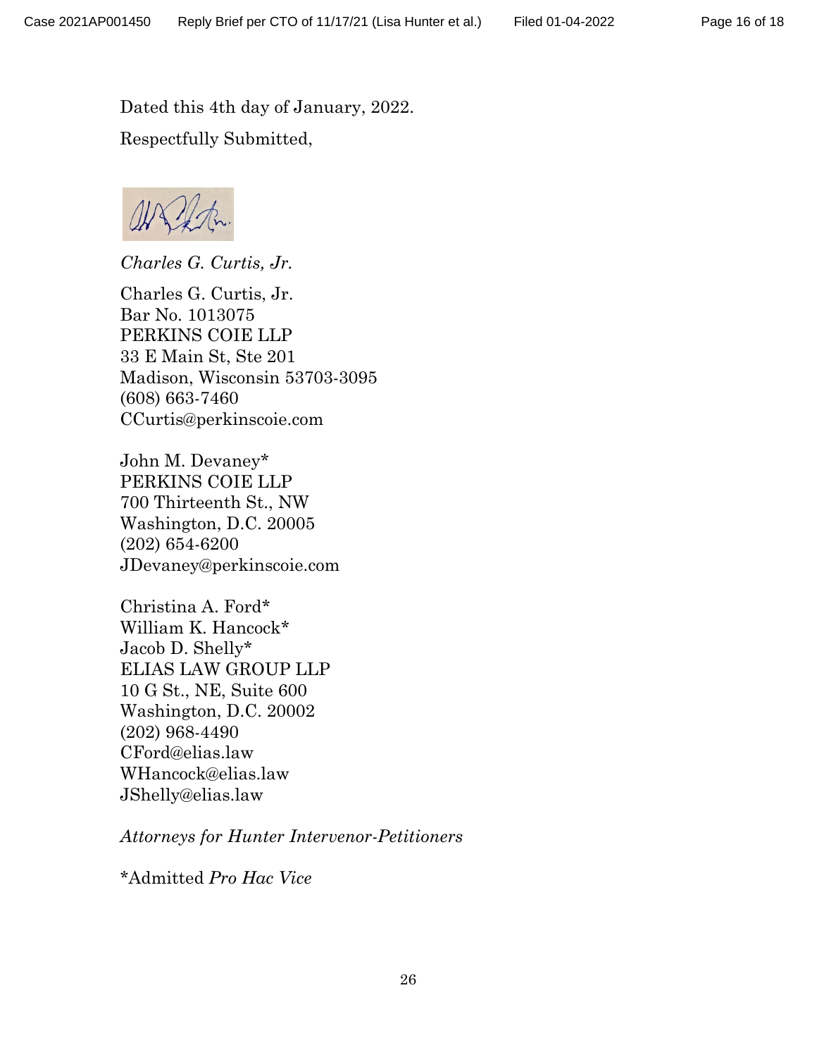Dated this 4th day of January, 2022.

Respectfully Submitted,

*Charles G. Curtis, Jr.*

Charles G. Curtis, Jr.
Bar No. 1013075
PERKINS COIE LLP
33 E Main St, Ste 201
Madison, Wisconsin 53703-3095
(608) 663-7460
CCurtis@perkinscoie.com

John M. Devaney*
PERKINS COIE LLP
700 Thirteenth St., NW
Washington, D.C. 20005
(202) 654-6200
JDevaney@perkinscoie.com

Christina A. Ford*
William K. Hancock*
Jacob D. Shelly*
ELIAS LAW GROUP LLP
10 G St., NE, Suite 600
Washington, D.C. 20002
(202) 968-4490
CFord@elias.law
WHancock@elias.law
JShelly@elias.law

*Attorneys for Hunter Intervenor-Petitioners*

*Admitted *Pro Hac Vice*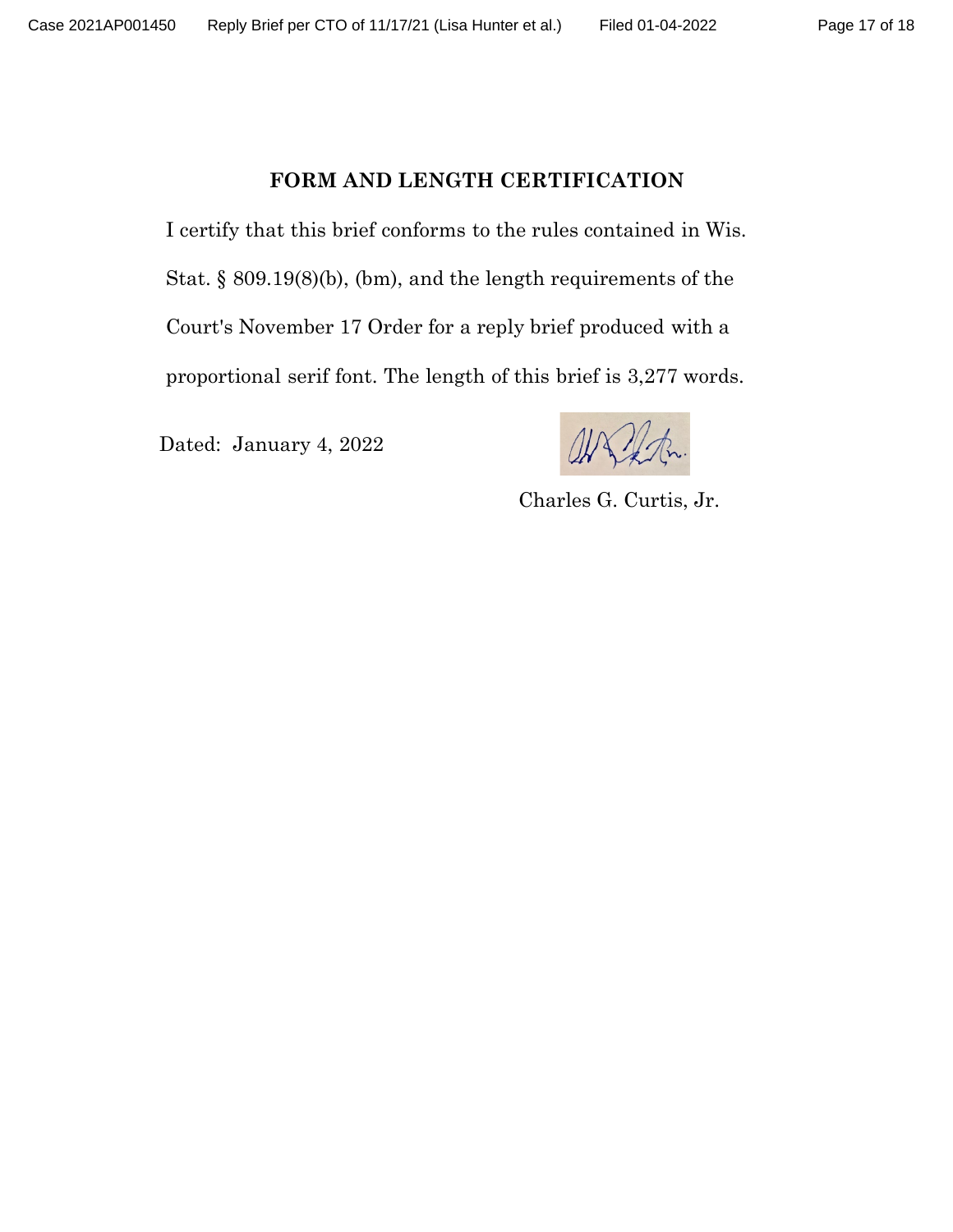## FORM AND LENGTH CERTIFICATION

I certify that this brief conforms to the rules contained in Wis. Stat. § 809.19(8)(b), (bm), and the length requirements of the Court's November 17 Order for a reply brief produced with a proportional serif font. The length of this brief is 3,277 words.

Dated: January 4, 2022

Charles G. Curtis, Jr.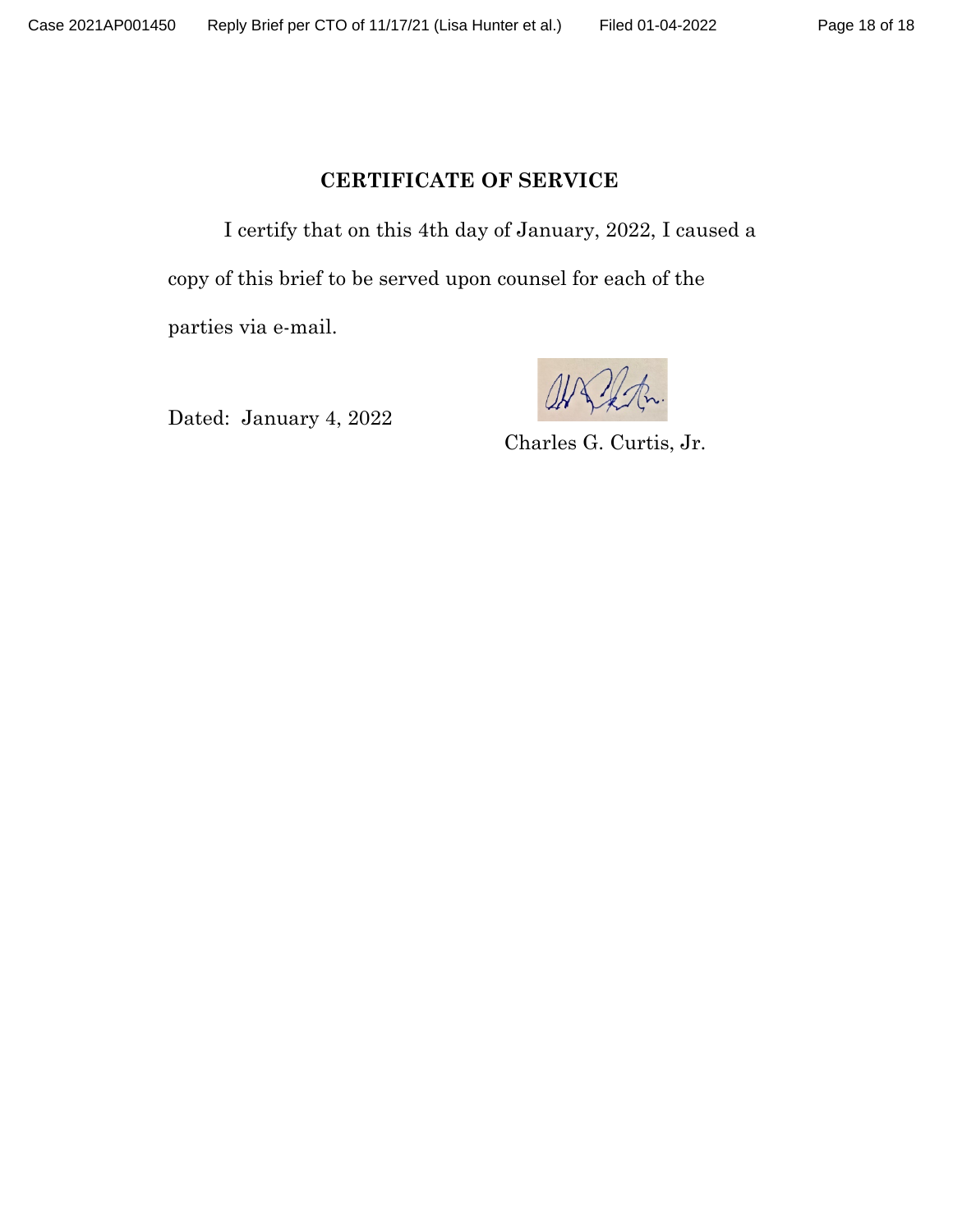## CERTIFICATE OF SERVICE

I certify that on this 4th day of January, 2022, I caused a copy of this brief to be served upon counsel for each of the parties via e-mail.

Dated: January 4, 2022

Charles G. Curtis, Jr.